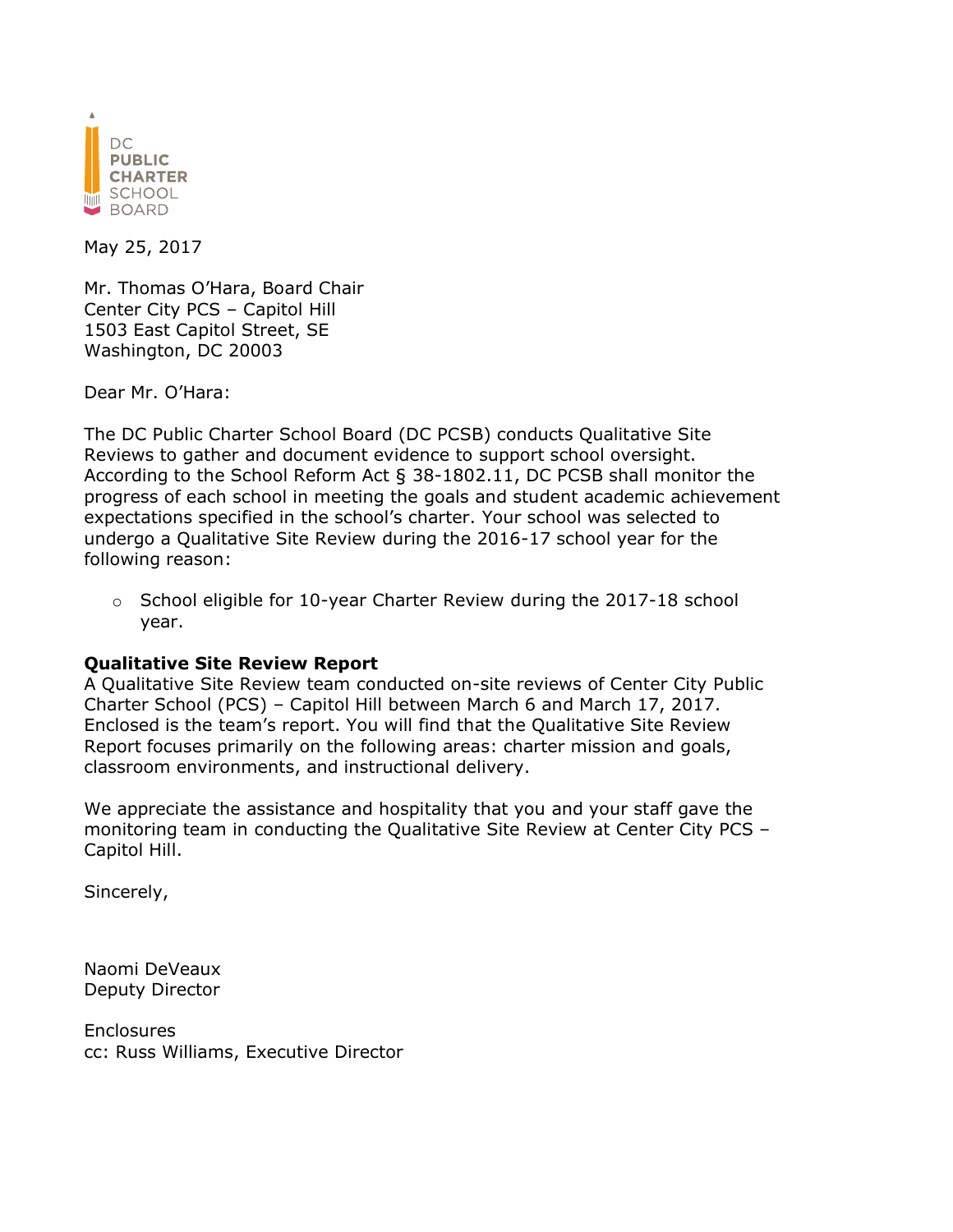DC PUBLIC CHARTER SCHOOL BOARD

May 25, 2017

Mr. Thomas O'Hara, Board Chair
Center City PCS – Capitol Hill
1503 East Capitol Street, SE
Washington, DC 20003

Dear Mr. O'Hara:

The DC Public Charter School Board (DC PCSB) conducts Qualitative Site Reviews to gather and document evidence to support school oversight. According to the School Reform Act § 38-1802.11, DC PCSB shall monitor the progress of each school in meeting the goals and student academic achievement expectations specified in the school's charter. Your school was selected to undergo a Qualitative Site Review during the 2016-17 school year for the following reason:

- School eligible for 10-year Charter Review during the 2017-18 school year.

**Qualitative Site Review Report**
A Qualitative Site Review team conducted on-site reviews of Center City Public Charter School (PCS) – Capitol Hill between March 6 and March 17, 2017. Enclosed is the team's report. You will find that the Qualitative Site Review Report focuses primarily on the following areas: charter mission and goals, classroom environments, and instructional delivery.

We appreciate the assistance and hospitality that you and your staff gave the monitoring team in conducting the Qualitative Site Review at Center City PCS – Capitol Hill.

Sincerely,

Naomi DeVeaux
Deputy Director

Enclosures
cc: Russ Williams, Executive Director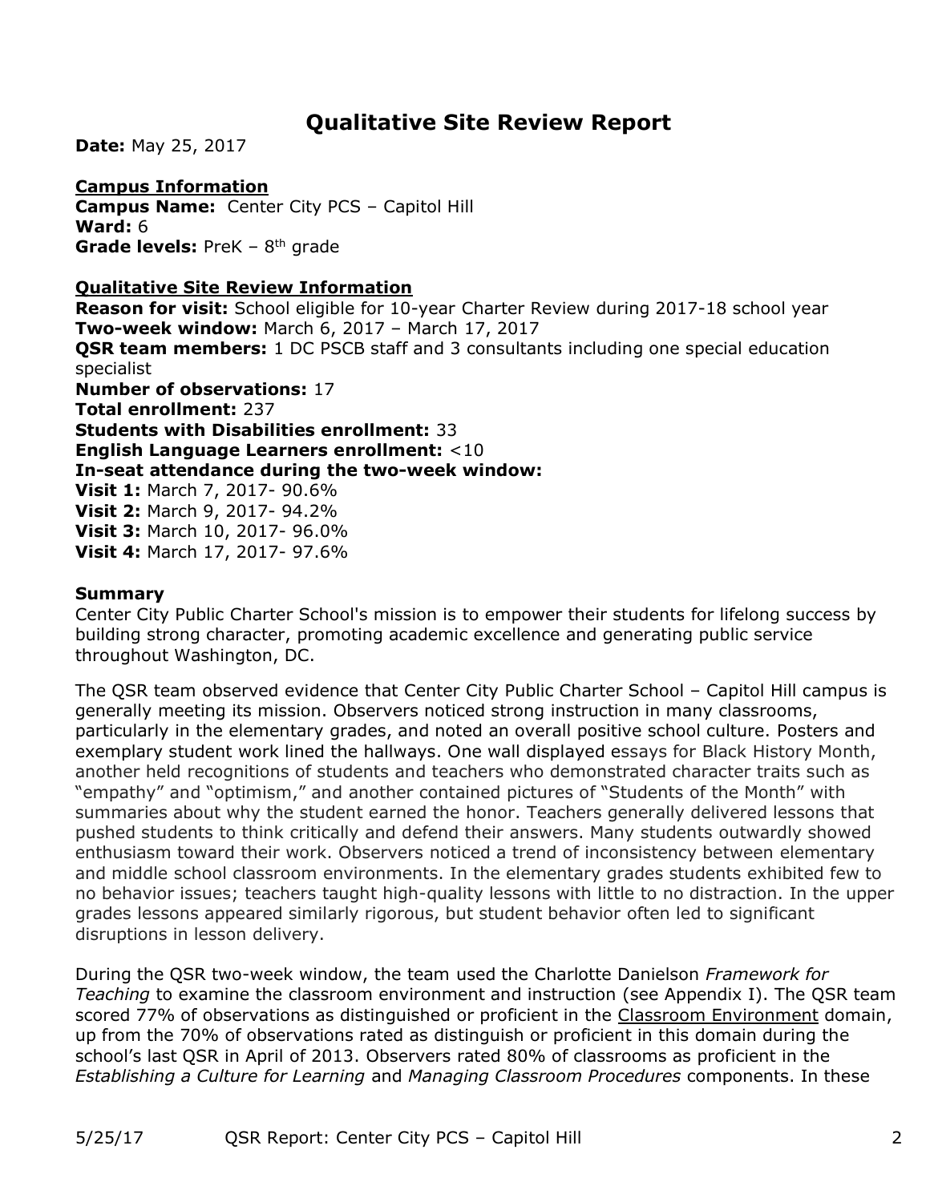# Qualitative Site Review Report

**Date:** May 25, 2017

**Campus Information**
**Campus Name:** Center City PCS – Capitol Hill
**Ward:** 6
**Grade levels:** PreK – 8th grade

**Qualitative Site Review Information**
**Reason for visit:** School eligible for 10-year Charter Review during 2017-18 school year
**Two-week window:** March 6, 2017 – March 17, 2017
**QSR team members:** 1 DC PSCB staff and 3 consultants including one special education specialist
**Number of observations:** 17
**Total enrollment:** 237
**Students with Disabilities enrollment:** 33
**English Language Learners enrollment:** <10
**In-seat attendance during the two-week window:**
**Visit 1:** March 7, 2017- 90.6%
**Visit 2:** March 9, 2017- 94.2%
**Visit 3:** March 10, 2017- 96.0%
**Visit 4:** March 17, 2017- 97.6%

**Summary**

Center City Public Charter School's mission is to empower their students for lifelong success by building strong character, promoting academic excellence and generating public service throughout Washington, DC.

The QSR team observed evidence that Center City Public Charter School – Capitol Hill campus is generally meeting its mission. Observers noticed strong instruction in many classrooms, particularly in the elementary grades, and noted an overall positive school culture. Posters and exemplary student work lined the hallways. One wall displayed essays for Black History Month, another held recognitions of students and teachers who demonstrated character traits such as "empathy" and "optimism," and another contained pictures of "Students of the Month" with summaries about why the student earned the honor. Teachers generally delivered lessons that pushed students to think critically and defend their answers. Many students outwardly showed enthusiasm toward their work. Observers noticed a trend of inconsistency between elementary and middle school classroom environments. In the elementary grades students exhibited few to no behavior issues; teachers taught high-quality lessons with little to no distraction. In the upper grades lessons appeared similarly rigorous, but student behavior often led to significant disruptions in lesson delivery.

During the QSR two-week window, the team used the Charlotte Danielson *Framework for Teaching* to examine the classroom environment and instruction (see Appendix I). The QSR team scored 77% of observations as distinguished or proficient in the Classroom Environment domain, up from the 70% of observations rated as distinguish or proficient in this domain during the school's last QSR in April of 2013. Observers rated 80% of classrooms as proficient in the *Establishing a Culture for Learning* and *Managing Classroom Procedures* components. In these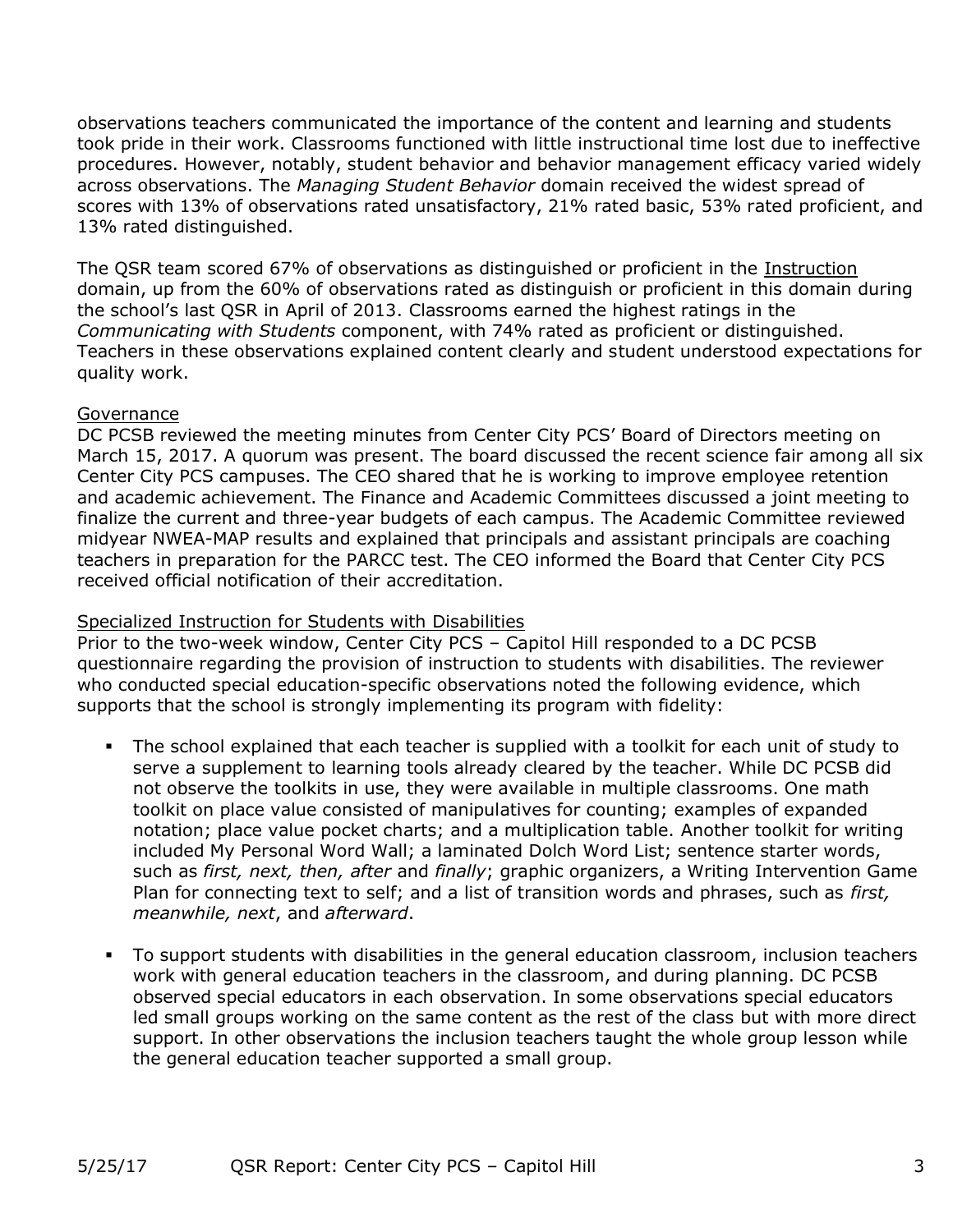observations teachers communicated the importance of the content and learning and students took pride in their work. Classrooms functioned with little instructional time lost due to ineffective procedures. However, notably, student behavior and behavior management efficacy varied widely across observations. The *Managing Student Behavior* domain received the widest spread of scores with 13% of observations rated unsatisfactory, 21% rated basic, 53% rated proficient, and 13% rated distinguished.

The QSR team scored 67% of observations as distinguished or proficient in the Instruction domain, up from the 60% of observations rated as distinguish or proficient in this domain during the school's last QSR in April of 2013. Classrooms earned the highest ratings in the *Communicating with Students* component, with 74% rated as proficient or distinguished. Teachers in these observations explained content clearly and student understood expectations for quality work.

Governance

DC PCSB reviewed the meeting minutes from Center City PCS' Board of Directors meeting on March 15, 2017. A quorum was present. The board discussed the recent science fair among all six Center City PCS campuses. The CEO shared that he is working to improve employee retention and academic achievement. The Finance and Academic Committees discussed a joint meeting to finalize the current and three-year budgets of each campus. The Academic Committee reviewed midyear NWEA-MAP results and explained that principals and assistant principals are coaching teachers in preparation for the PARCC test. The CEO informed the Board that Center City PCS received official notification of their accreditation.

Specialized Instruction for Students with Disabilities

Prior to the two-week window, Center City PCS – Capitol Hill responded to a DC PCSB questionnaire regarding the provision of instruction to students with disabilities. The reviewer who conducted special education-specific observations noted the following evidence, which supports that the school is strongly implementing its program with fidelity:

- The school explained that each teacher is supplied with a toolkit for each unit of study to serve a supplement to learning tools already cleared by the teacher. While DC PCSB did not observe the toolkits in use, they were available in multiple classrooms. One math toolkit on place value consisted of manipulatives for counting; examples of expanded notation; place value pocket charts; and a multiplication table. Another toolkit for writing included My Personal Word Wall; a laminated Dolch Word List; sentence starter words, such as *first, next, then, after* and *finally*; graphic organizers, a Writing Intervention Game Plan for connecting text to self; and a list of transition words and phrases, such as *first, meanwhile, next*, and *afterward*.

- To support students with disabilities in the general education classroom, inclusion teachers work with general education teachers in the classroom, and during planning. DC PCSB observed special educators in each observation. In some observations special educators led small groups working on the same content as the rest of the class but with more direct support. In other observations the inclusion teachers taught the whole group lesson while the general education teacher supported a small group.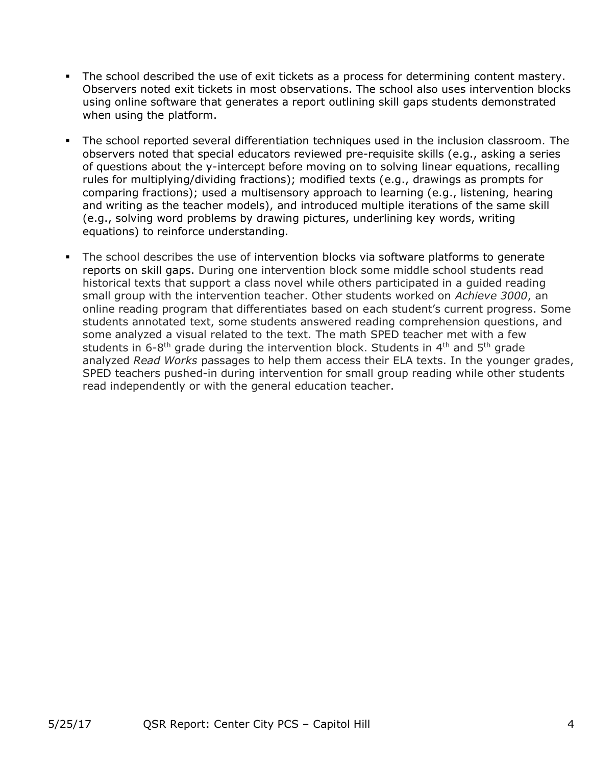- The school described the use of exit tickets as a process for determining content mastery. Observers noted exit tickets in most observations. The school also uses intervention blocks using online software that generates a report outlining skill gaps students demonstrated when using the platform.

- The school reported several differentiation techniques used in the inclusion classroom. The observers noted that special educators reviewed pre-requisite skills (e.g., asking a series of questions about the y-intercept before moving on to solving linear equations, recalling rules for multiplying/dividing fractions); modified texts (e.g., drawings as prompts for comparing fractions); used a multisensory approach to learning (e.g., listening, hearing and writing as the teacher models), and introduced multiple iterations of the same skill (e.g., solving word problems by drawing pictures, underlining key words, writing equations) to reinforce understanding.

- The school describes the use of intervention blocks via software platforms to generate reports on skill gaps. During one intervention block some middle school students read historical texts that support a class novel while others participated in a guided reading small group with the intervention teacher. Other students worked on *Achieve 3000*, an online reading program that differentiates based on each student's current progress. Some students annotated text, some students answered reading comprehension questions, and some analyzed a visual related to the text. The math SPED teacher met with a few students in 6-8th grade during the intervention block. Students in 4th and 5th grade analyzed *Read Works* passages to help them access their ELA texts. In the younger grades, SPED teachers pushed-in during intervention for small group reading while other students read independently or with the general education teacher.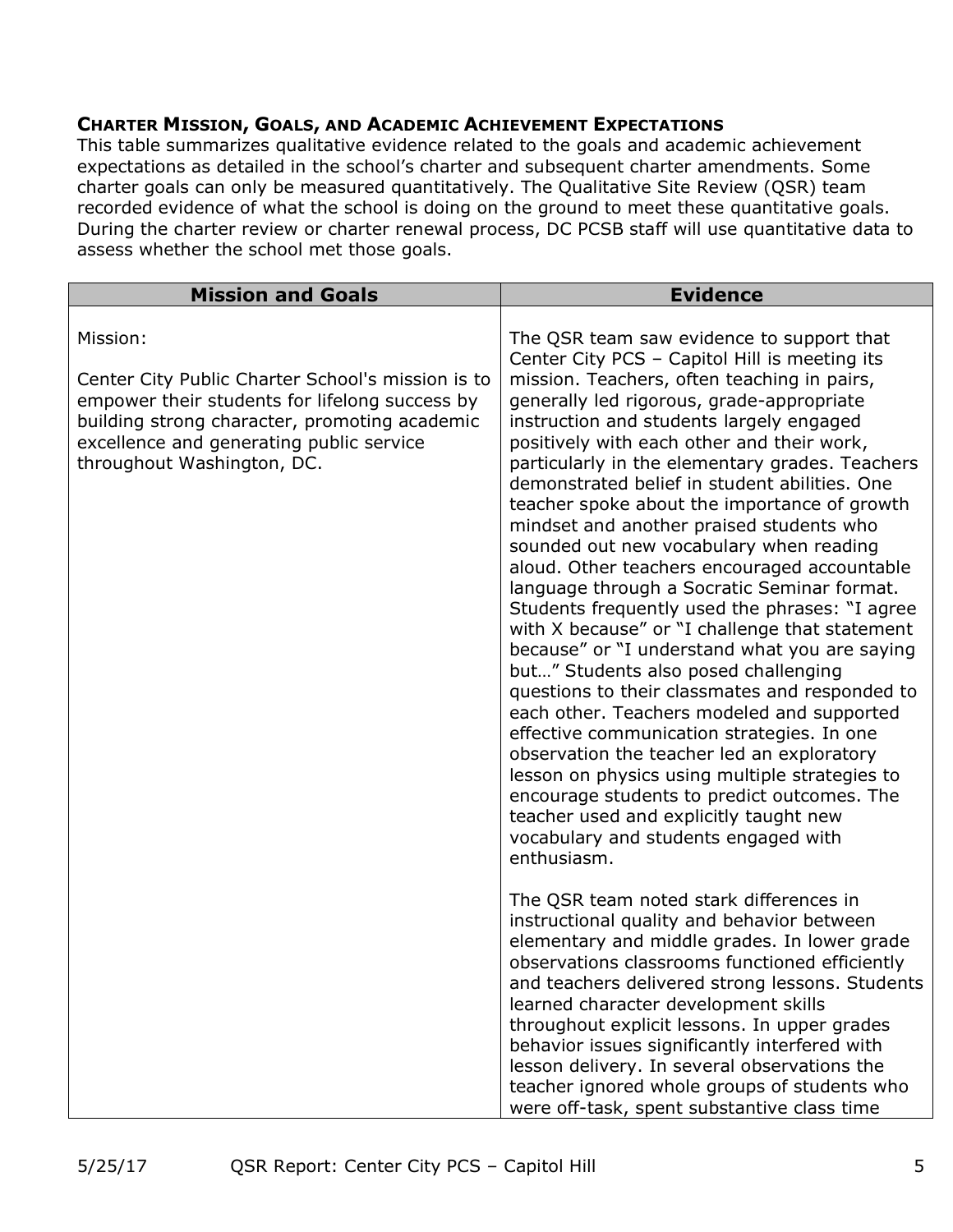### Charter Mission, Goals, and Academic Achievement Expectations

This table summarizes qualitative evidence related to the goals and academic achievement expectations as detailed in the school's charter and subsequent charter amendments. Some charter goals can only be measured quantitatively. The Qualitative Site Review (QSR) team recorded evidence of what the school is doing on the ground to meet these quantitative goals. During the charter review or charter renewal process, DC PCSB staff will use quantitative data to assess whether the school met those goals.

| Mission and Goals | Evidence |
| --- | --- |
| Mission:<br><br>Center City Public Charter School's mission is to empower their students for lifelong success by building strong character, promoting academic excellence and generating public service throughout Washington, DC. | The QSR team saw evidence to support that Center City PCS – Capitol Hill is meeting its mission. Teachers, often teaching in pairs, generally led rigorous, grade-appropriate instruction and students largely engaged positively with each other and their work, particularly in the elementary grades. Teachers demonstrated belief in student abilities. One teacher spoke about the importance of growth mindset and another praised students who sounded out new vocabulary when reading aloud. Other teachers encouraged accountable language through a Socratic Seminar format. Students frequently used the phrases: "I agree with X because" or "I challenge that statement because" or "I understand what you are saying but…" Students also posed challenging questions to their classmates and responded to each other. Teachers modeled and supported effective communication strategies. In one observation the teacher led an exploratory lesson on physics using multiple strategies to encourage students to predict outcomes. The teacher used and explicitly taught new vocabulary and students engaged with enthusiasm.<br><br>The QSR team noted stark differences in instructional quality and behavior between elementary and middle grades. In lower grade observations classrooms functioned efficiently and teachers delivered strong lessons. Students learned character development skills throughout explicit lessons. In upper grades behavior issues significantly interfered with lesson delivery. In several observations the teacher ignored whole groups of students who were off-task, spent substantive class time |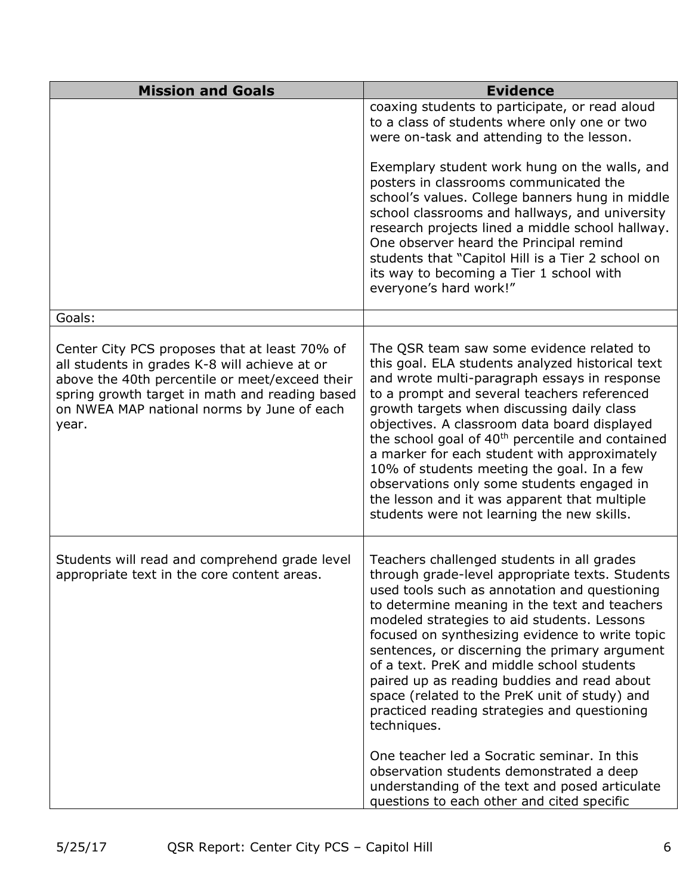| Mission and Goals | Evidence |
|---|---|
| | coaxing students to participate, or read aloud to a class of students where only one or two were on-task and attending to the lesson.<br><br>Exemplary student work hung on the walls, and posters in classrooms communicated the school's values. College banners hung in middle school classrooms and hallways, and university research projects lined a middle school hallway. One observer heard the Principal remind students that "Capitol Hill is a Tier 2 school on its way to becoming a Tier 1 school with everyone's hard work!" |
| Goals: | |
| Center City PCS proposes that at least 70% of all students in grades K-8 will achieve at or above the 40th percentile or meet/exceed their spring growth target in math and reading based on NWEA MAP national norms by June of each year. | The QSR team saw some evidence related to this goal. ELA students analyzed historical text and wrote multi-paragraph essays in response to a prompt and several teachers referenced growth targets when discussing daily class objectives. A classroom data board displayed the school goal of 40th percentile and contained a marker for each student with approximately 10% of students meeting the goal. In a few observations only some students engaged in the lesson and it was apparent that multiple students were not learning the new skills. |
| Students will read and comprehend grade level appropriate text in the core content areas. | Teachers challenged students in all grades through grade-level appropriate texts. Students used tools such as annotation and questioning to determine meaning in the text and teachers modeled strategies to aid students. Lessons focused on synthesizing evidence to write topic sentences, or discerning the primary argument of a text. PreK and middle school students paired up as reading buddies and read about space (related to the PreK unit of study) and practiced reading strategies and questioning techniques.<br><br>One teacher led a Socratic seminar. In this observation students demonstrated a deep understanding of the text and posed articulate questions to each other and cited specific |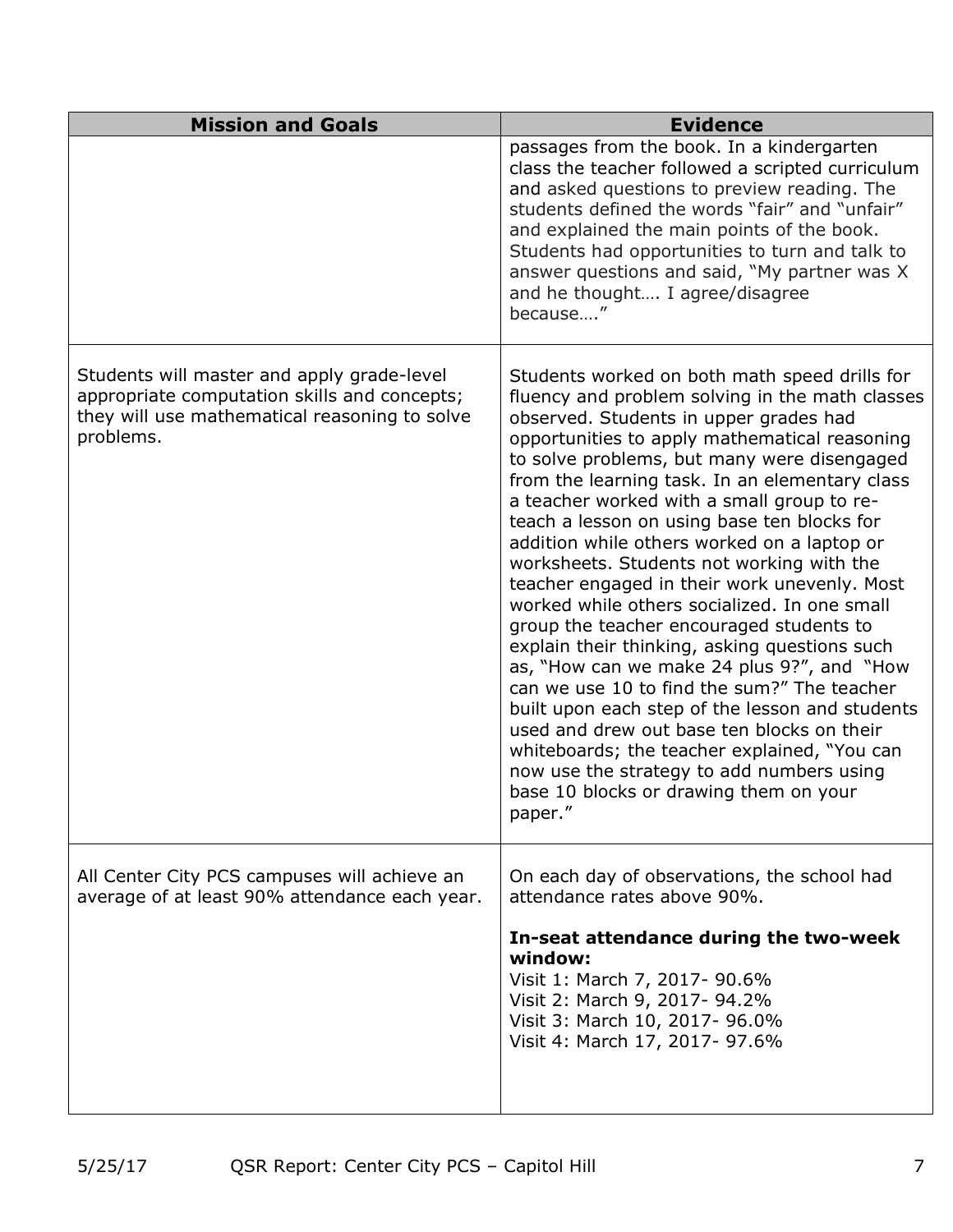| Mission and Goals | Evidence |
| --- | --- |
| | passages from the book. In a kindergarten class the teacher followed a scripted curriculum and asked questions to preview reading. The students defined the words "fair" and "unfair" and explained the main points of the book. Students had opportunities to turn and talk to answer questions and said, "My partner was X and he thought…. I agree/disagree because…." |
| Students will master and apply grade-level appropriate computation skills and concepts; they will use mathematical reasoning to solve problems. | Students worked on both math speed drills for fluency and problem solving in the math classes observed. Students in upper grades had opportunities to apply mathematical reasoning to solve problems, but many were disengaged from the learning task. In an elementary class a teacher worked with a small group to re-teach a lesson on using base ten blocks for addition while others worked on a laptop or worksheets. Students not working with the teacher engaged in their work unevenly. Most worked while others socialized. In one small group the teacher encouraged students to explain their thinking, asking questions such as, "How can we make 24 plus 9?", and "How can we use 10 to find the sum?" The teacher built upon each step of the lesson and students used and drew out base ten blocks on their whiteboards; the teacher explained, "You can now use the strategy to add numbers using base 10 blocks or drawing them on your paper." |
| All Center City PCS campuses will achieve an average of at least 90% attendance each year. | On each day of observations, the school had attendance rates above 90%.<br><br>**In-seat attendance during the two-week window:**<br>Visit 1: March 7, 2017- 90.6%<br>Visit 2: March 9, 2017- 94.2%<br>Visit 3: March 10, 2017- 96.0%<br>Visit 4: March 17, 2017- 97.6% |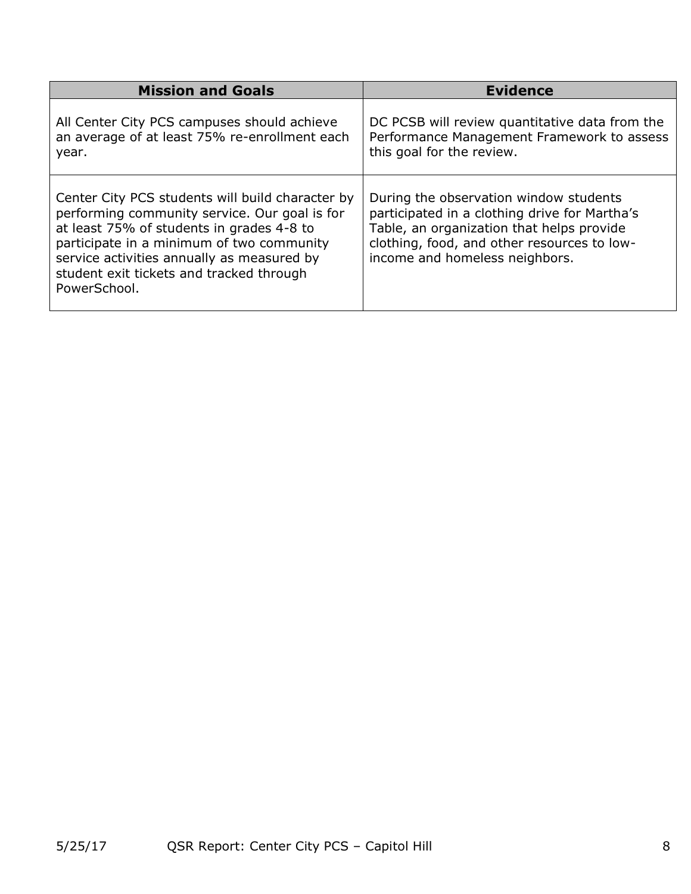| Mission and Goals | Evidence |
|---|---|
| All Center City PCS campuses should achieve an average of at least 75% re-enrollment each year. | DC PCSB will review quantitative data from the Performance Management Framework to assess this goal for the review. |
| Center City PCS students will build character by performing community service. Our goal is for at least 75% of students in grades 4-8 to participate in a minimum of two community service activities annually as measured by student exit tickets and tracked through PowerSchool. | During the observation window students participated in a clothing drive for Martha's Table, an organization that helps provide clothing, food, and other resources to low-income and homeless neighbors. |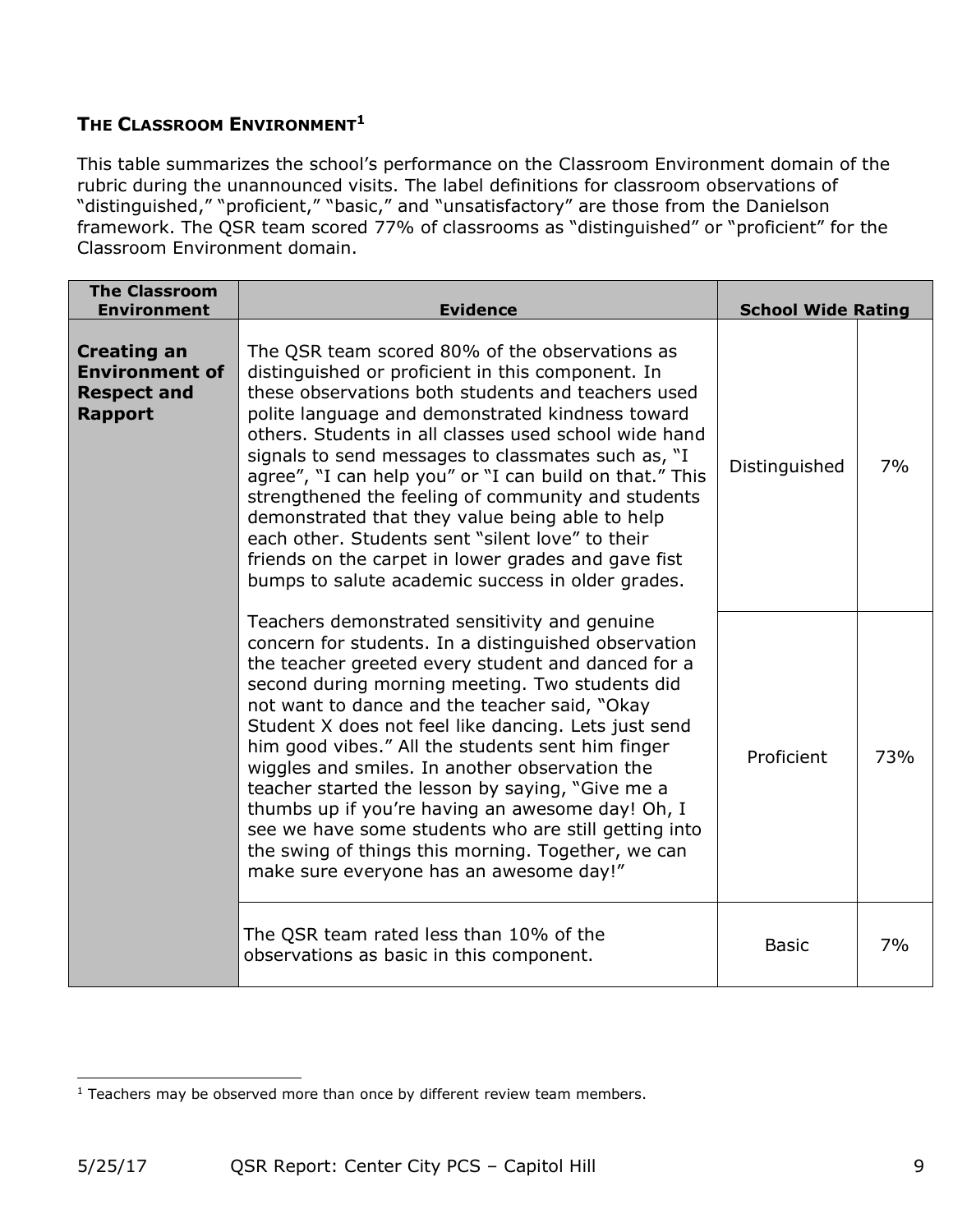## THE CLASSROOM ENVIRONMENT[1]

This table summarizes the school's performance on the Classroom Environment domain of the rubric during the unannounced visits. The label definitions for classroom observations of "distinguished," "proficient," "basic," and "unsatisfactory" are those from the Danielson framework. The QSR team scored 77% of classrooms as "distinguished" or "proficient" for the Classroom Environment domain.

| The Classroom Environment | Evidence | School Wide Rating | |
|---|---|---|---|
| **Creating an Environment of Respect and Rapport** | The QSR team scored 80% of the observations as distinguished or proficient in this component. In these observations both students and teachers used polite language and demonstrated kindness toward others. Students in all classes used school wide hand signals to send messages to classmates such as, "I agree", "I can help you" or "I can build on that." This strengthened the feeling of community and students demonstrated that they value being able to help each other. Students sent "silent love" to their friends on the carpet in lower grades and gave fist bumps to salute academic success in older grades. | Distinguished | 7% |
| | Teachers demonstrated sensitivity and genuine concern for students. In a distinguished observation the teacher greeted every student and danced for a second during morning meeting. Two students did not want to dance and the teacher said, "Okay Student X does not feel like dancing. Lets just send him good vibes." All the students sent him finger wiggles and smiles. In another observation the teacher started the lesson by saying, "Give me a thumbs up if you're having an awesome day! Oh, I see we have some students who are still getting into the swing of things this morning. Together, we can make sure everyone has an awesome day!" | Proficient | 73% |
| | The QSR team rated less than 10% of the observations as basic in this component. | Basic | 7% |

[1] Teachers may be observed more than once by different review team members.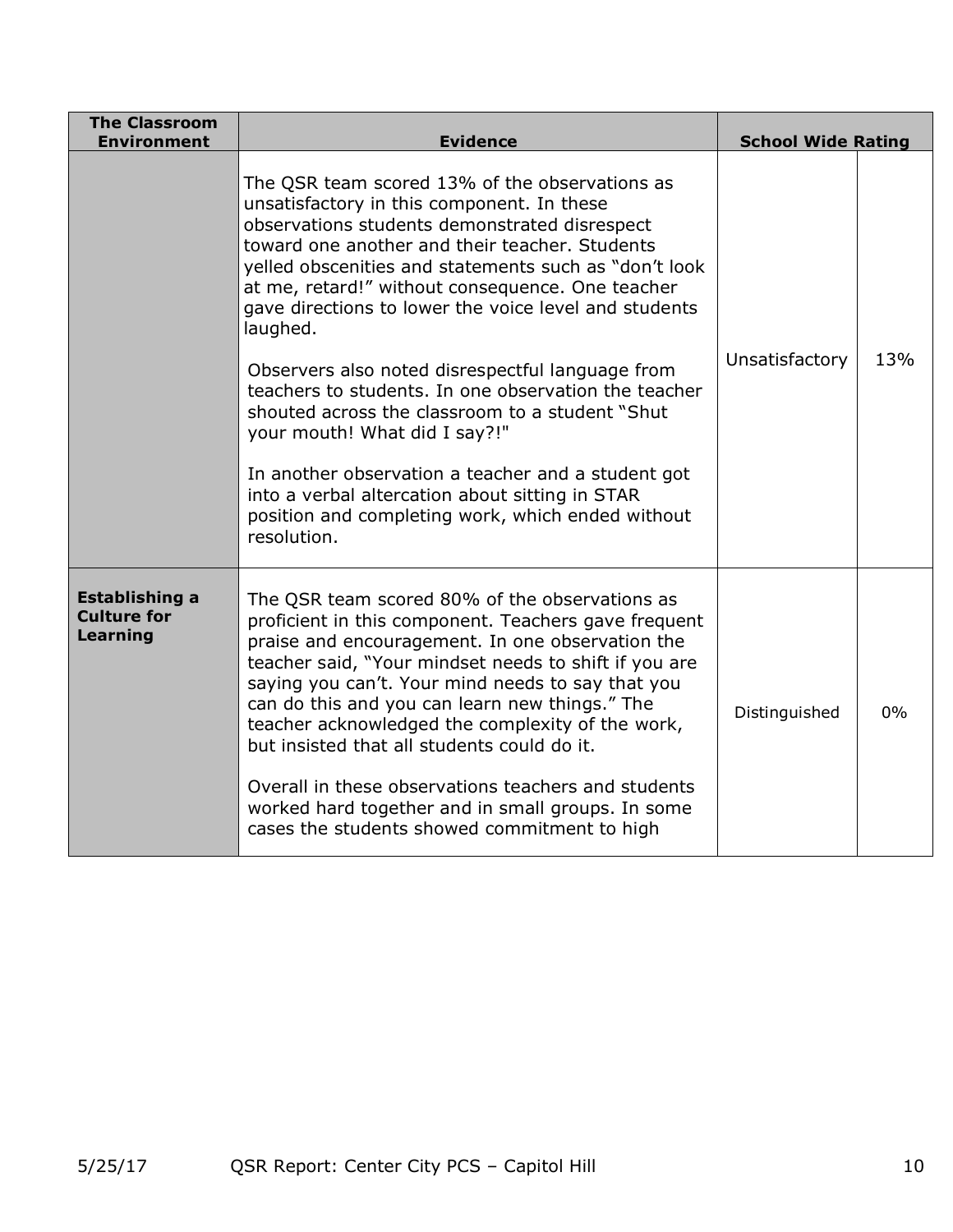| The Classroom Environment | Evidence | School Wide Rating | |
|---|---|---|---|
| | The QSR team scored 13% of the observations as unsatisfactory in this component. In these observations students demonstrated disrespect toward one another and their teacher. Students yelled obscenities and statements such as "don't look at me, retard!" without consequence. One teacher gave directions to lower the voice level and students laughed.<br><br>Observers also noted disrespectful language from teachers to students. In one observation the teacher shouted across the classroom to a student "Shut your mouth! What did I say?!"<br><br>In another observation a teacher and a student got into a verbal altercation about sitting in STAR position and completing work, which ended without resolution. | Unsatisfactory | 13% |
| **Establishing a Culture for Learning** | The QSR team scored 80% of the observations as proficient in this component. Teachers gave frequent praise and encouragement. In one observation the teacher said, "Your mindset needs to shift if you are saying you can't. Your mind needs to say that you can do this and you can learn new things." The teacher acknowledged the complexity of the work, but insisted that all students could do it.<br><br>Overall in these observations teachers and students worked hard together and in small groups. In some cases the students showed commitment to high | Distinguished | 0% |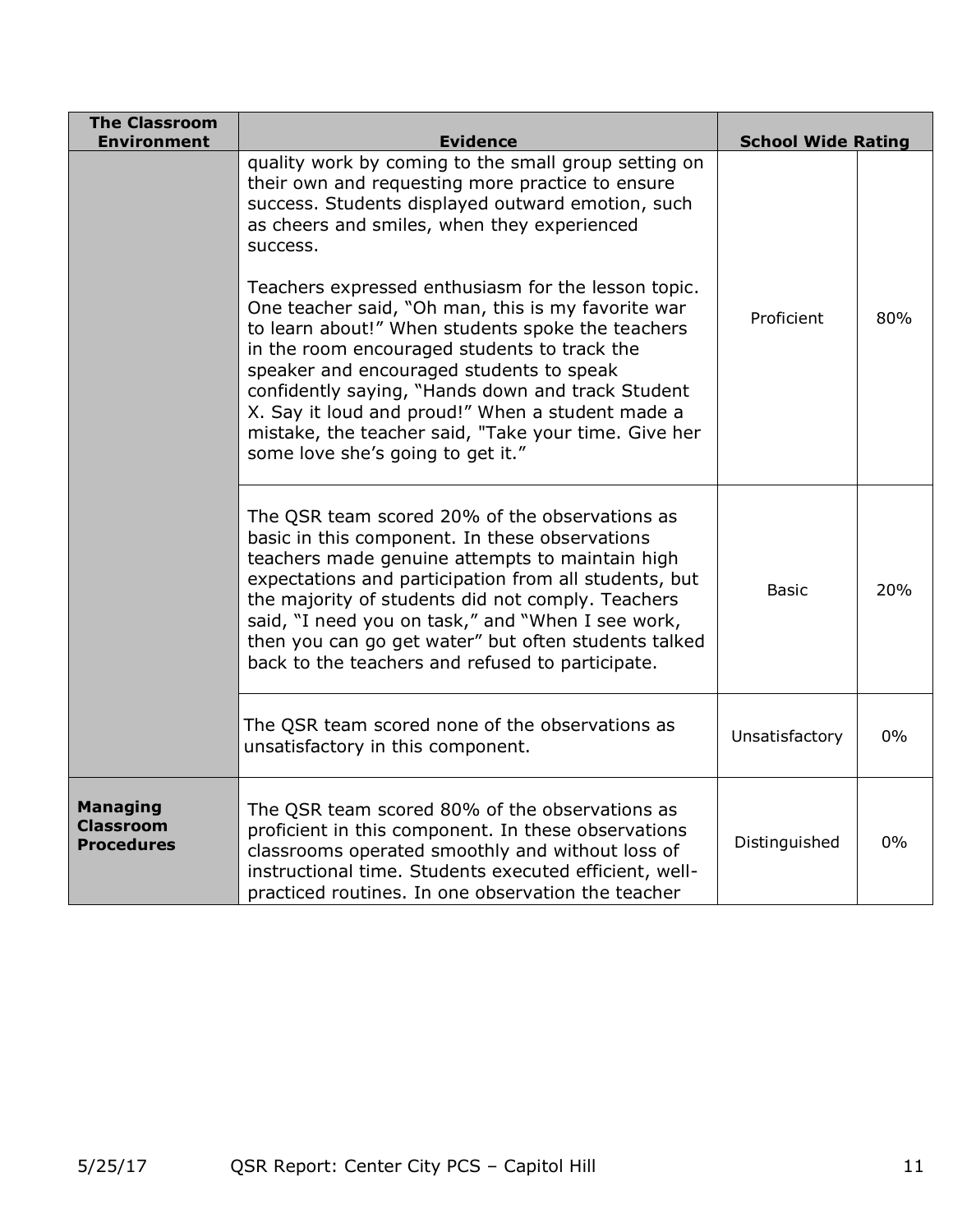| The Classroom Environment | Evidence | School Wide Rating | |
|---|---|---|---|
| | quality work by coming to the small group setting on their own and requesting more practice to ensure success. Students displayed outward emotion, such as cheers and smiles, when they experienced success.<br><br>Teachers expressed enthusiasm for the lesson topic. One teacher said, "Oh man, this is my favorite war to learn about!" When students spoke the teachers in the room encouraged students to track the speaker and encouraged students to speak confidently saying, "Hands down and track Student X. Say it loud and proud!" When a student made a mistake, the teacher said, "Take your time. Give her some love she's going to get it." | Proficient | 80% |
| | The QSR team scored 20% of the observations as basic in this component. In these observations teachers made genuine attempts to maintain high expectations and participation from all students, but the majority of students did not comply. Teachers said, "I need you on task," and "When I see work, then you can go get water" but often students talked back to the teachers and refused to participate. | Basic | 20% |
| | The QSR team scored none of the observations as unsatisfactory in this component. | Unsatisfactory | 0% |
| **Managing Classroom Procedures** | The QSR team scored 80% of the observations as proficient in this component. In these observations classrooms operated smoothly and without loss of instructional time. Students executed efficient, well-practiced routines. In one observation the teacher | Distinguished | 0% |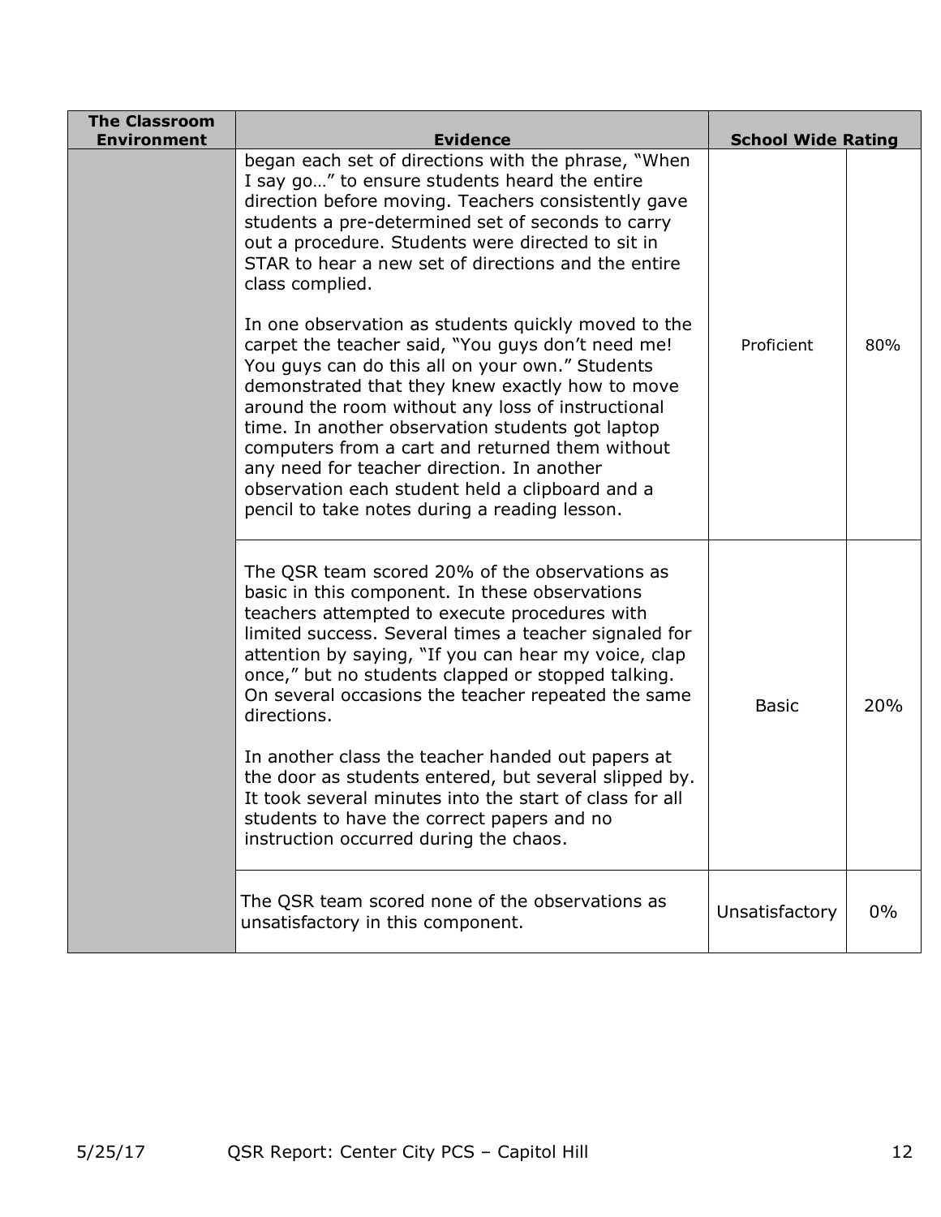| The Classroom Environment | Evidence | School Wide Rating | |
|---|---|---|---|
| | began each set of directions with the phrase, "When I say go…" to ensure students heard the entire direction before moving. Teachers consistently gave students a pre-determined set of seconds to carry out a procedure. Students were directed to sit in STAR to hear a new set of directions and the entire class complied.<br><br>In one observation as students quickly moved to the carpet the teacher said, "You guys don't need me! You guys can do this all on your own." Students demonstrated that they knew exactly how to move around the room without any loss of instructional time. In another observation students got laptop computers from a cart and returned them without any need for teacher direction. In another observation each student held a clipboard and a pencil to take notes during a reading lesson. | Proficient | 80% |
| | The QSR team scored 20% of the observations as basic in this component. In these observations teachers attempted to execute procedures with limited success. Several times a teacher signaled for attention by saying, "If you can hear my voice, clap once," but no students clapped or stopped talking. On several occasions the teacher repeated the same directions.<br><br>In another class the teacher handed out papers at the door as students entered, but several slipped by. It took several minutes into the start of class for all students to have the correct papers and no instruction occurred during the chaos. | Basic | 20% |
| | The QSR team scored none of the observations as unsatisfactory in this component. | Unsatisfactory | 0% |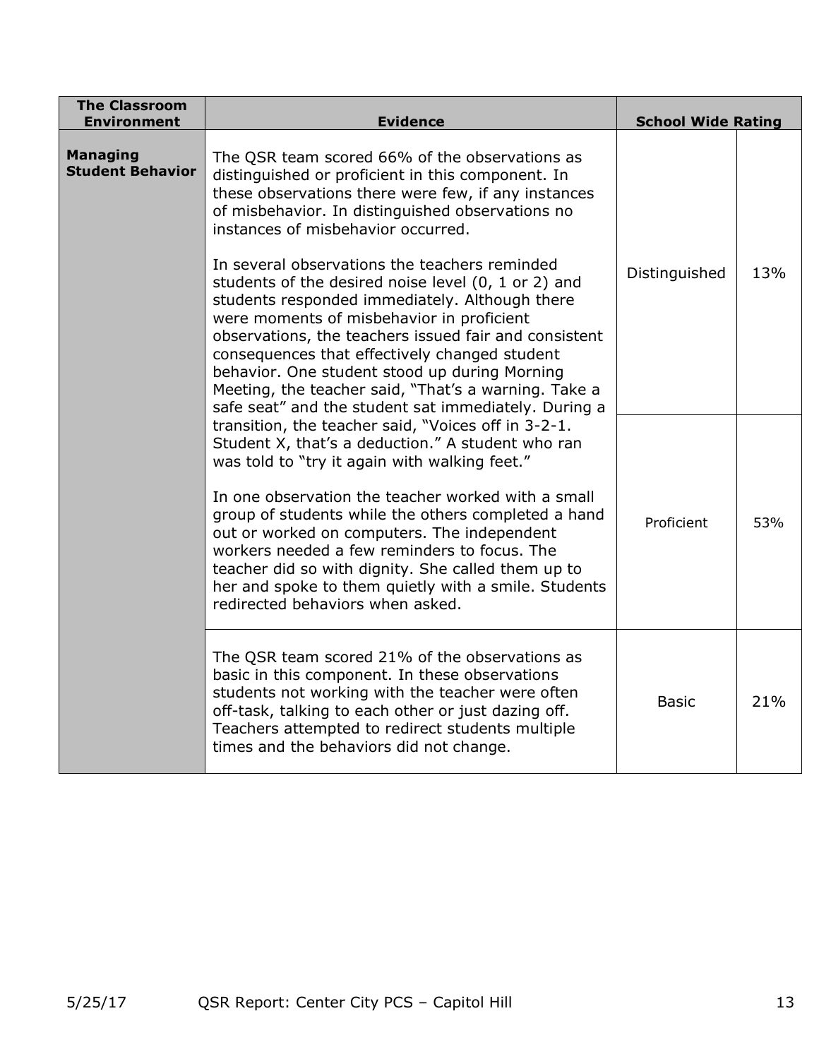| The Classroom Environment | Evidence | School Wide Rating | |
|---|---|---|---|
| **Managing Student Behavior** | The QSR team scored 66% of the observations as distinguished or proficient in this component. In these observations there were few, if any instances of misbehavior. In distinguished observations no instances of misbehavior occurred.<br><br>In several observations the teachers reminded students of the desired noise level (0, 1 or 2) and students responded immediately. Although there were moments of misbehavior in proficient observations, the teachers issued fair and consistent consequences that effectively changed student behavior. One student stood up during Morning Meeting, the teacher said, "That's a warning. Take a safe seat" and the student sat immediately. During a transition, the teacher said, "Voices off in 3-2-1. Student X, that's a deduction." A student who ran was told to "try it again with walking feet."<br><br>In one observation the teacher worked with a small group of students while the others completed a hand out or worked on computers. The independent workers needed a few reminders to focus. The teacher did so with dignity. She called them up to her and spoke to them quietly with a smile. Students redirected behaviors when asked. | Distinguished | 13% |
| | | Proficient | 53% |
| | The QSR team scored 21% of the observations as basic in this component. In these observations students not working with the teacher were often off-task, talking to each other or just dazing off. Teachers attempted to redirect students multiple times and the behaviors did not change. | Basic | 21% |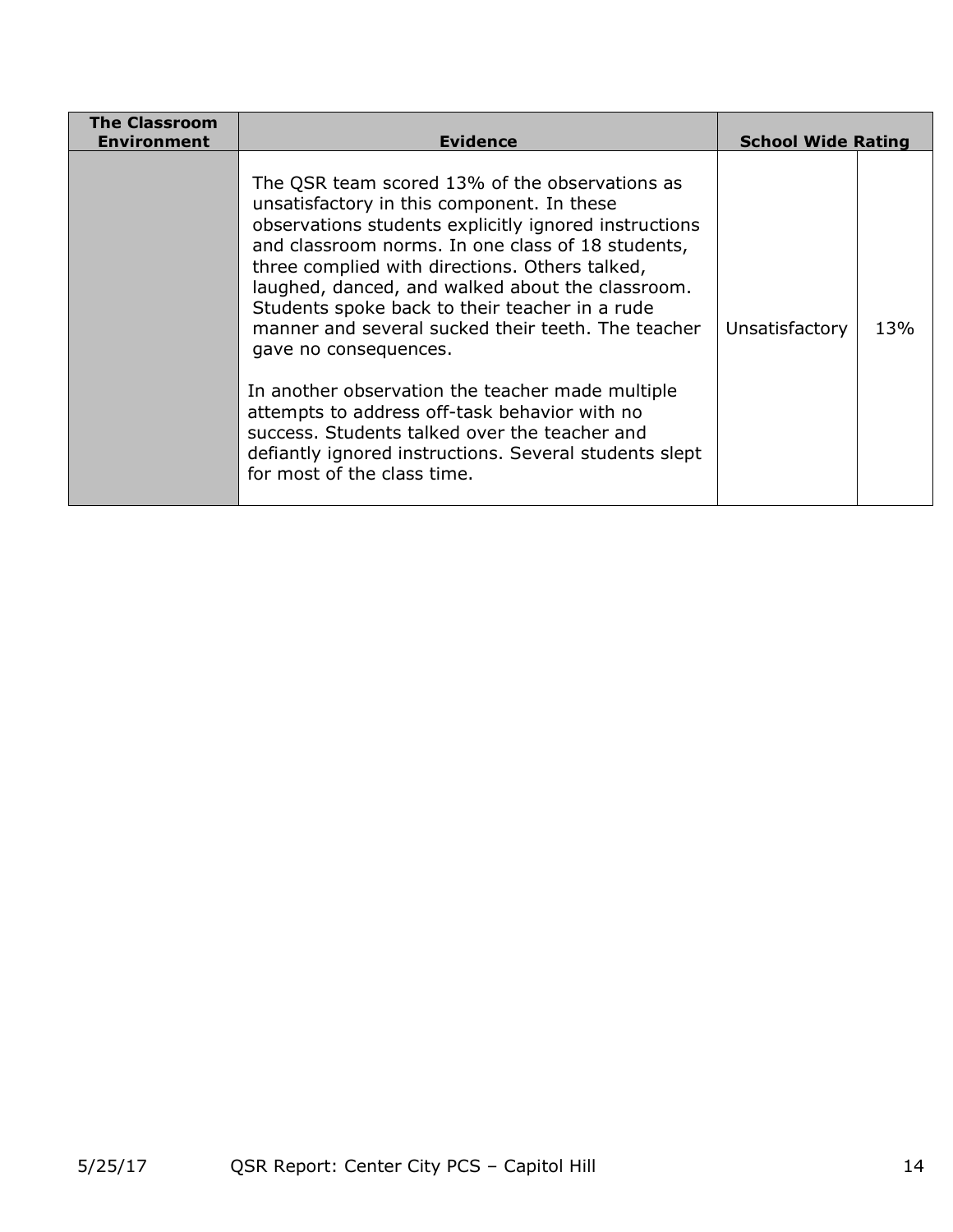| The Classroom Environment | Evidence | School Wide Rating | |
|---|---|---|---|
| | The QSR team scored 13% of the observations as unsatisfactory in this component. In these observations students explicitly ignored instructions and classroom norms. In one class of 18 students, three complied with directions. Others talked, laughed, danced, and walked about the classroom. Students spoke back to their teacher in a rude manner and several sucked their teeth. The teacher gave no consequences.<br><br>In another observation the teacher made multiple attempts to address off-task behavior with no success. Students talked over the teacher and defiantly ignored instructions. Several students slept for most of the class time. | Unsatisfactory | 13% |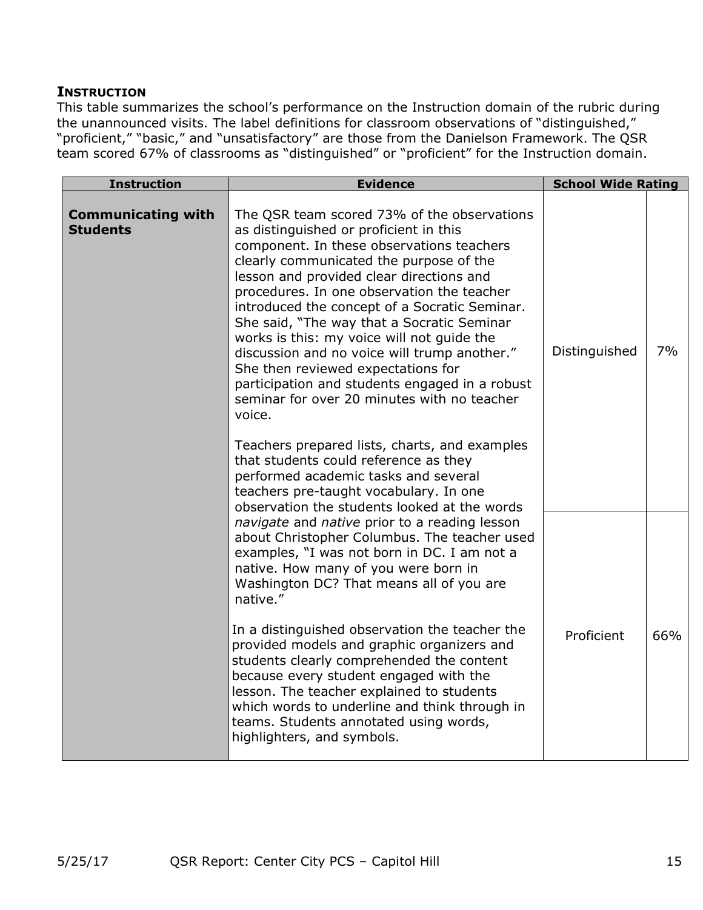## INSTRUCTION

This table summarizes the school's performance on the Instruction domain of the rubric during the unannounced visits. The label definitions for classroom observations of "distinguished," "proficient," "basic," and "unsatisfactory" are those from the Danielson Framework. The QSR team scored 67% of classrooms as "distinguished" or "proficient" for the Instruction domain.

| Instruction | Evidence | School Wide Rating | |
|---|---|---|---|
| **Communicating with Students** | The QSR team scored 73% of the observations as distinguished or proficient in this component. In these observations teachers clearly communicated the purpose of the lesson and provided clear directions and procedures. In one observation the teacher introduced the concept of a Socratic Seminar. She said, "The way that a Socratic Seminar works is this: my voice will not guide the discussion and no voice will trump another." She then reviewed expectations for participation and students engaged in a robust seminar for over 20 minutes with no teacher voice.<br><br>Teachers prepared lists, charts, and examples that students could reference as they performed academic tasks and several teachers pre-taught vocabulary. In one observation the students looked at the words *navigate* and *native* prior to a reading lesson about Christopher Columbus. The teacher used examples, "I was not born in DC. I am not a native. How many of you were born in Washington DC? That means all of you are native."<br><br>In a distinguished observation the teacher the provided models and graphic organizers and students clearly comprehended the content because every student engaged with the lesson. The teacher explained to students which words to underline and think through in teams. Students annotated using words, highlighters, and symbols. | Distinguished | 7% |
| | | Proficient | 66% |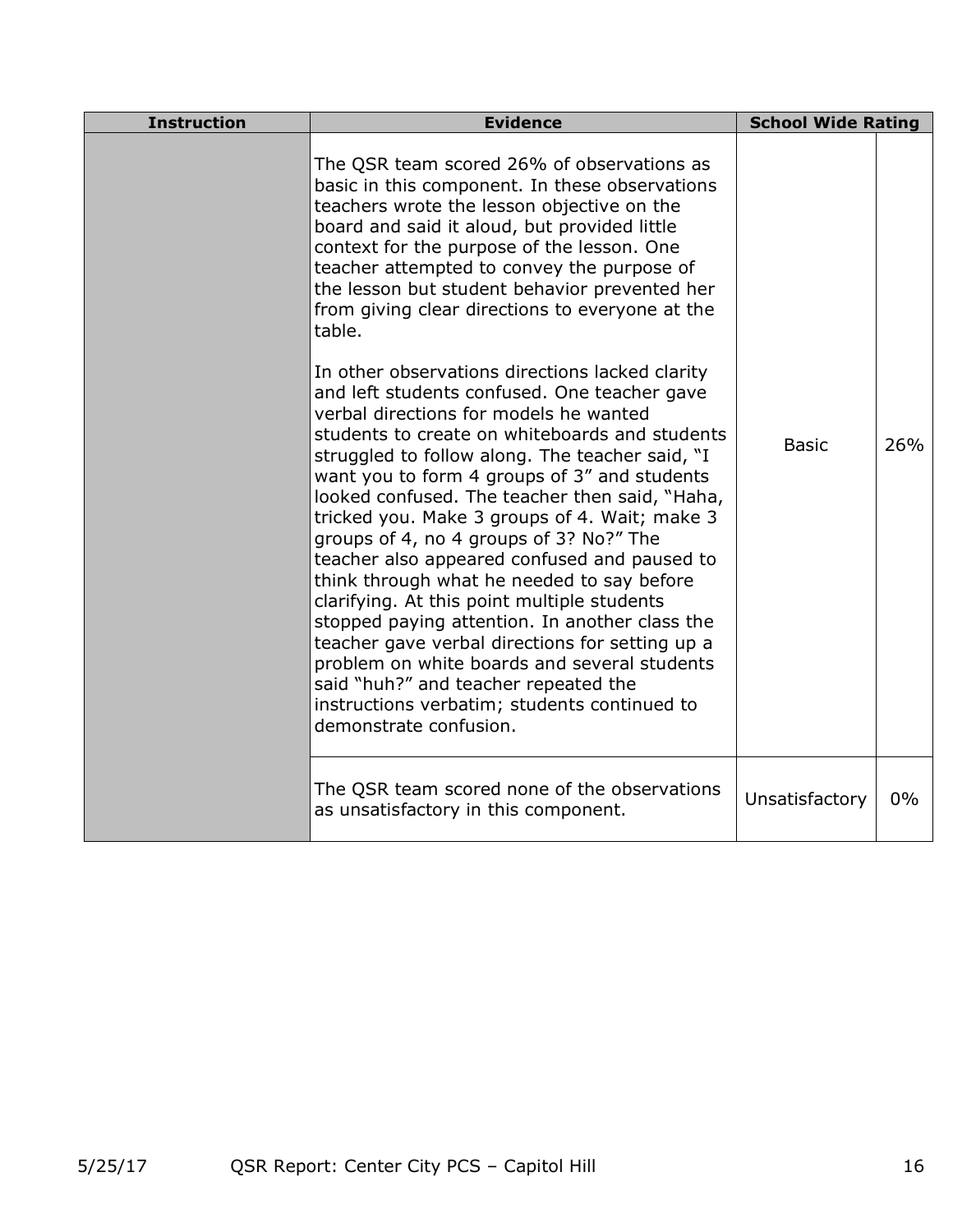| Instruction | Evidence | School Wide Rating | |
|---|---|---|---|
| | The QSR team scored 26% of observations as basic in this component. In these observations teachers wrote the lesson objective on the board and said it aloud, but provided little context for the purpose of the lesson. One teacher attempted to convey the purpose of the lesson but student behavior prevented her from giving clear directions to everyone at the table.<br><br>In other observations directions lacked clarity and left students confused. One teacher gave verbal directions for models he wanted students to create on whiteboards and students struggled to follow along. The teacher said, "I want you to form 4 groups of 3" and students looked confused. The teacher then said, "Haha, tricked you. Make 3 groups of 4. Wait; make 3 groups of 4, no 4 groups of 3? No?" The teacher also appeared confused and paused to think through what he needed to say before clarifying. At this point multiple students stopped paying attention. In another class the teacher gave verbal directions for setting up a problem on white boards and several students said "huh?" and teacher repeated the instructions verbatim; students continued to demonstrate confusion. | Basic | 26% |
| | The QSR team scored none of the observations as unsatisfactory in this component. | Unsatisfactory | 0% |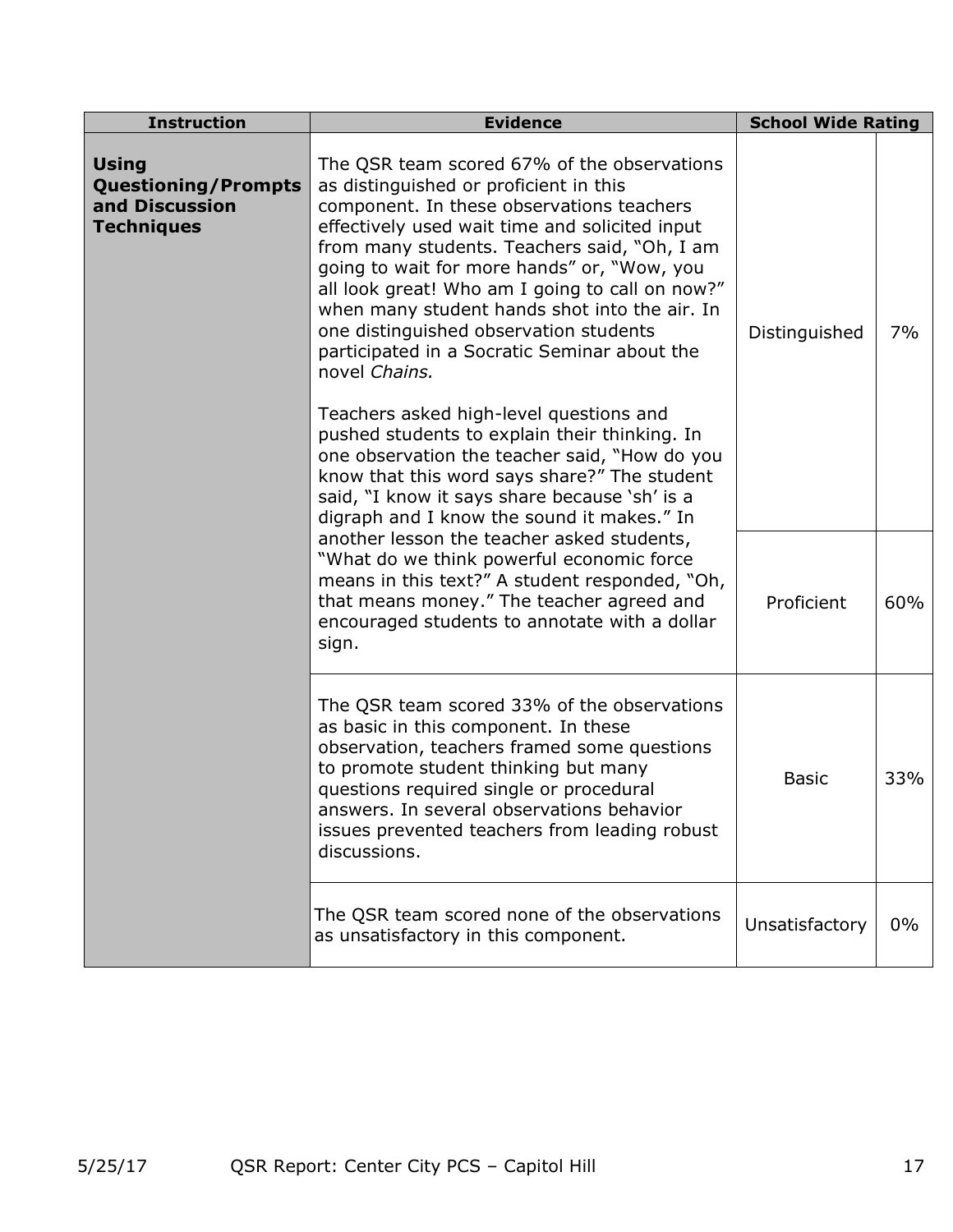| Instruction | Evidence | School Wide Rating | |
|---|---|---|---|
| **Using Questioning/Prompts and Discussion Techniques** | The QSR team scored 67% of the observations as distinguished or proficient in this component. In these observations teachers effectively used wait time and solicited input from many students. Teachers said, "Oh, I am going to wait for more hands" or, "Wow, you all look great! Who am I going to call on now?" when many student hands shot into the air. In one distinguished observation students participated in a Socratic Seminar about the novel *Chains.*<br><br>Teachers asked high-level questions and pushed students to explain their thinking. In one observation the teacher said, "How do you know that this word says share?" The student said, "I know it says share because 'sh' is a digraph and I know the sound it makes." In another lesson the teacher asked students, "What do we think powerful economic force means in this text?" A student responded, "Oh, that means money." The teacher agreed and encouraged students to annotate with a dollar sign. | Distinguished | 7% |
| | | Proficient | 60% |
| | The QSR team scored 33% of the observations as basic in this component. In these observation, teachers framed some questions to promote student thinking but many questions required single or procedural answers. In several observations behavior issues prevented teachers from leading robust discussions. | Basic | 33% |
| | The QSR team scored none of the observations as unsatisfactory in this component. | Unsatisfactory | 0% |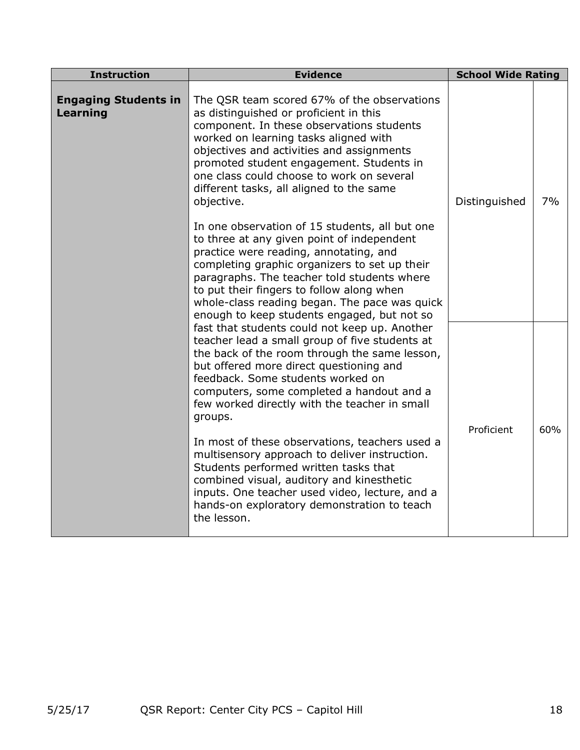| Instruction | Evidence | School Wide Rating | |
|---|---|---|---|
| **Engaging Students in Learning** | The QSR team scored 67% of the observations as distinguished or proficient in this component. In these observations students worked on learning tasks aligned with objectives and activities and assignments promoted student engagement. Students in one class could choose to work on several different tasks, all aligned to the same objective.<br><br>In one observation of 15 students, all but one to three at any given point of independent practice were reading, annotating, and completing graphic organizers to set up their paragraphs. The teacher told students where to put their fingers to follow along when whole-class reading began. The pace was quick enough to keep students engaged, but not so fast that students could not keep up. Another teacher lead a small group of five students at the back of the room through the same lesson, but offered more direct questioning and feedback. Some students worked on computers, some completed a handout and a few worked directly with the teacher in small groups.<br><br>In most of these observations, teachers used a multisensory approach to deliver instruction. Students performed written tasks that combined visual, auditory and kinesthetic inputs. One teacher used video, lecture, and a hands-on exploratory demonstration to teach the lesson. | Distinguished | 7% |
| | | Proficient | 60% |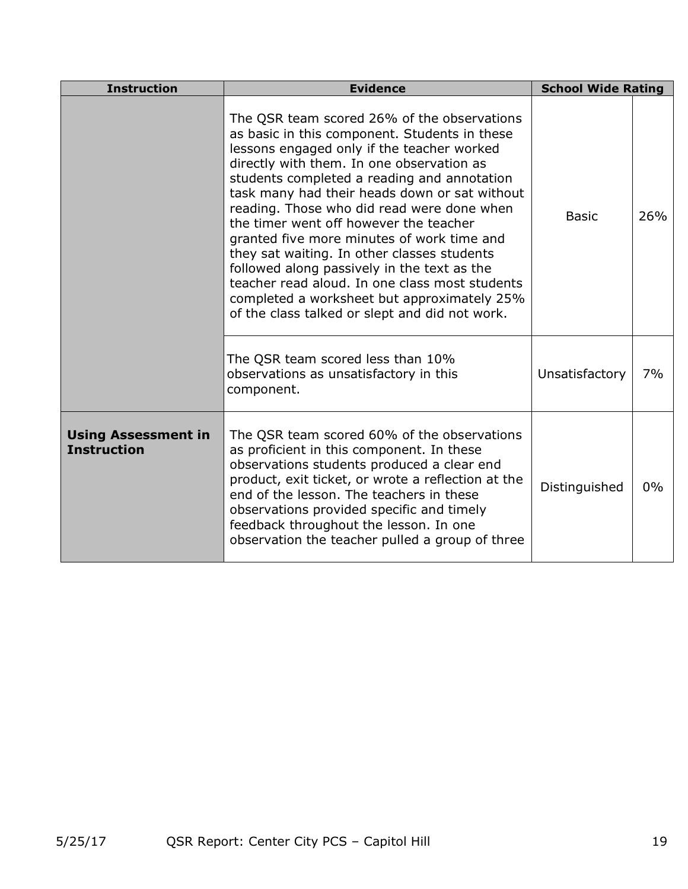| Instruction | Evidence | School Wide Rating | |
|---|---|---|---|
| | The QSR team scored 26% of the observations as basic in this component. Students in these lessons engaged only if the teacher worked directly with them. In one observation as students completed a reading and annotation task many had their heads down or sat without reading. Those who did read were done when the timer went off however the teacher granted five more minutes of work time and they sat waiting. In other classes students followed along passively in the text as the teacher read aloud. In one class most students completed a worksheet but approximately 25% of the class talked or slept and did not work. | Basic | 26% |
| | The QSR team scored less than 10% observations as unsatisfactory in this component. | Unsatisfactory | 7% |
| **Using Assessment in Instruction** | The QSR team scored 60% of the observations as proficient in this component. In these observations students produced a clear end product, exit ticket, or wrote a reflection at the end of the lesson. The teachers in these observations provided specific and timely feedback throughout the lesson. In one observation the teacher pulled a group of three | Distinguished | 0% |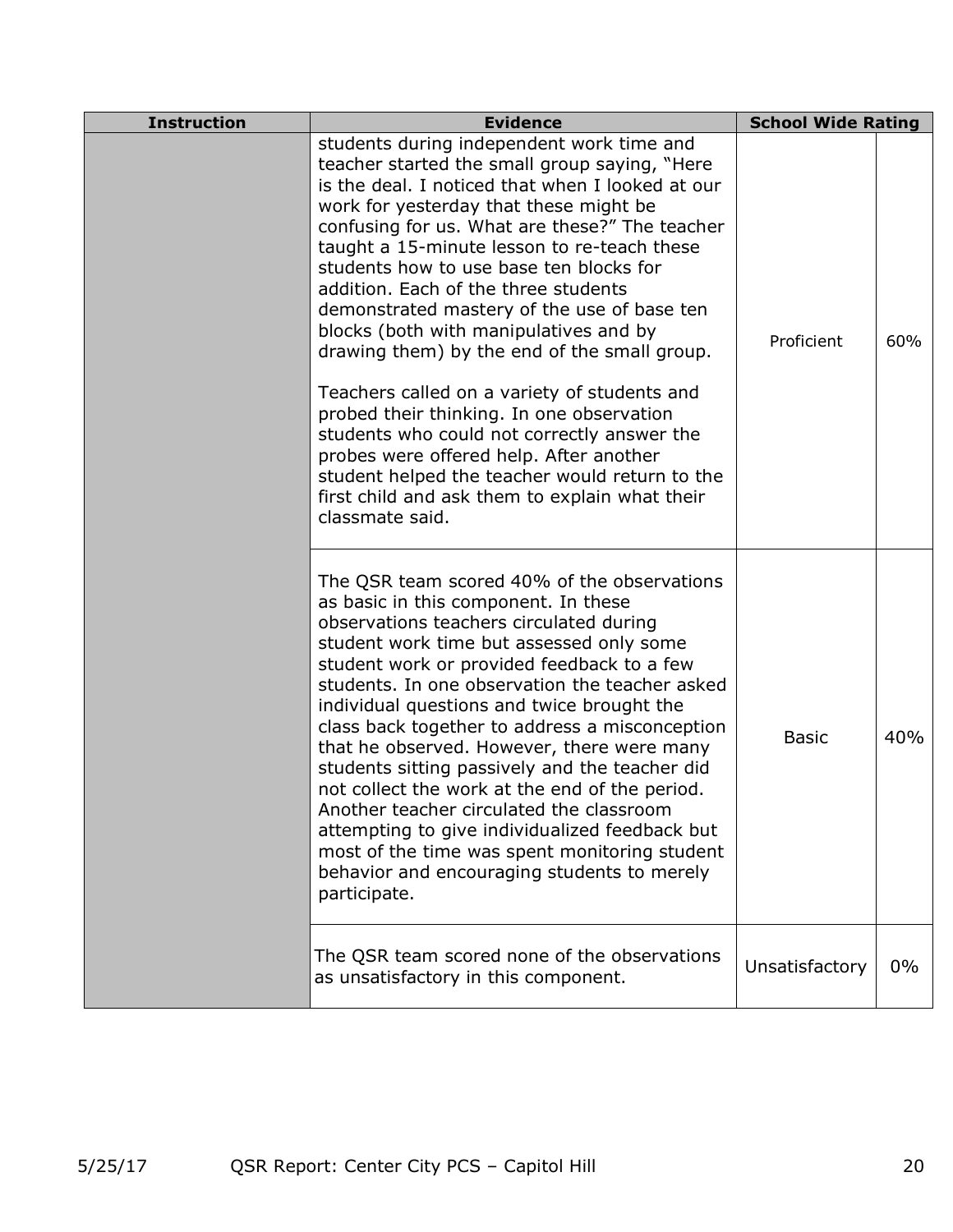| Instruction | Evidence | School Wide Rating | |
|---|---|---|---|
| | students during independent work time and teacher started the small group saying, "Here is the deal. I noticed that when I looked at our work for yesterday that these might be confusing for us. What are these?" The teacher taught a 15-minute lesson to re-teach these students how to use base ten blocks for addition. Each of the three students demonstrated mastery of the use of base ten blocks (both with manipulatives and by drawing them) by the end of the small group.<br><br>Teachers called on a variety of students and probed their thinking. In one observation students who could not correctly answer the probes were offered help. After another student helped the teacher would return to the first child and ask them to explain what their classmate said. | Proficient | 60% |
| | The QSR team scored 40% of the observations as basic in this component. In these observations teachers circulated during student work time but assessed only some student work or provided feedback to a few students. In one observation the teacher asked individual questions and twice brought the class back together to address a misconception that he observed. However, there were many students sitting passively and the teacher did not collect the work at the end of the period. Another teacher circulated the classroom attempting to give individualized feedback but most of the time was spent monitoring student behavior and encouraging students to merely participate. | Basic | 40% |
| | The QSR team scored none of the observations as unsatisfactory in this component. | Unsatisfactory | 0% |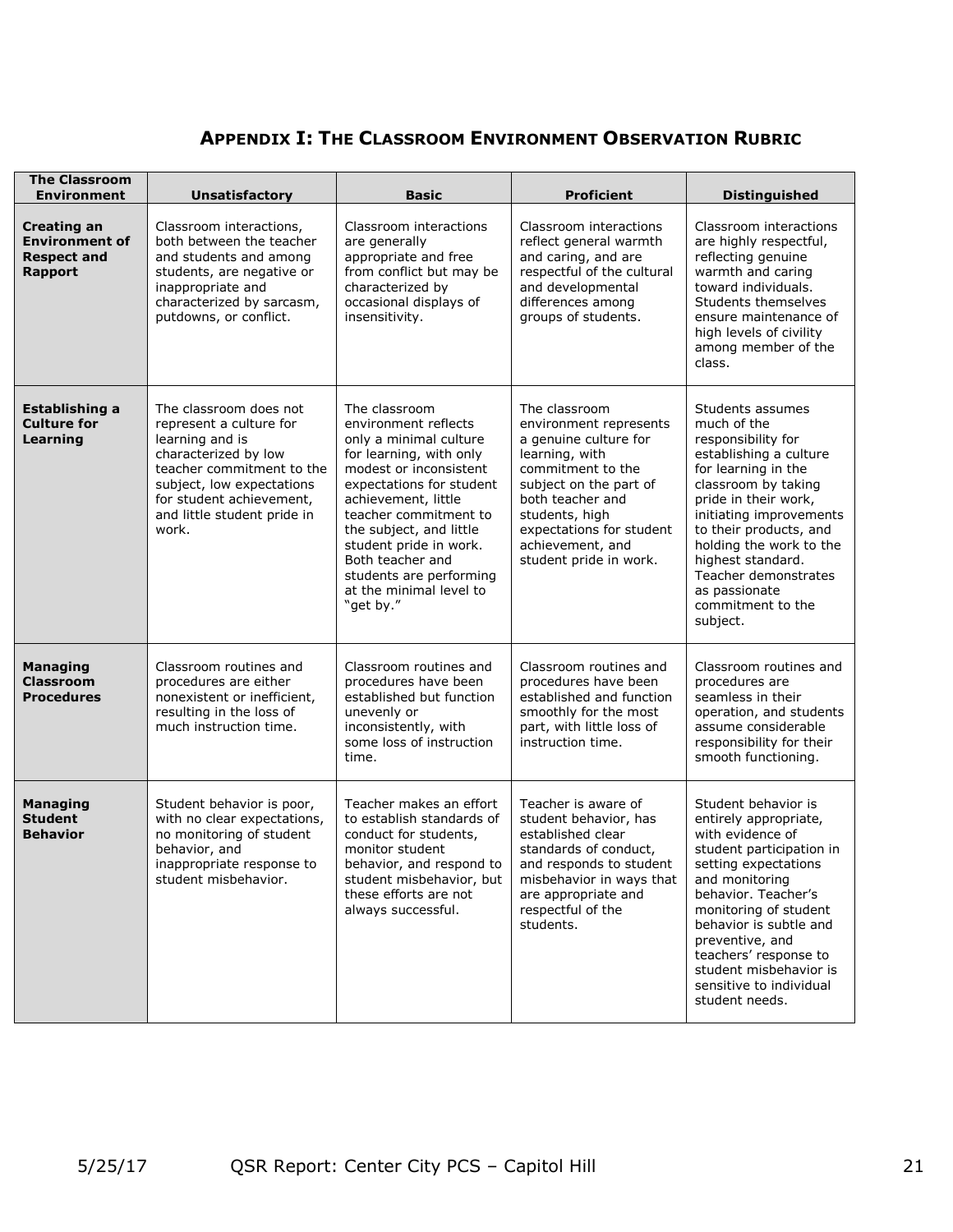## APPENDIX I: THE CLASSROOM ENVIRONMENT OBSERVATION RUBRIC

| The Classroom Environment | Unsatisfactory | Basic | Proficient | Distinguished |
|---|---|---|---|---|
| **Creating an Environment of Respect and Rapport** | Classroom interactions, both between the teacher and students and among students, are negative or inappropriate and characterized by sarcasm, putdowns, or conflict. | Classroom interactions are generally appropriate and free from conflict but may be characterized by occasional displays of insensitivity. | Classroom interactions reflect general warmth and caring, and are respectful of the cultural and developmental differences among groups of students. | Classroom interactions are highly respectful, reflecting genuine warmth and caring toward individuals. Students themselves ensure maintenance of high levels of civility among member of the class. |
| **Establishing a Culture for Learning** | The classroom does not represent a culture for learning and is characterized by low teacher commitment to the subject, low expectations for student achievement, and little student pride in work. | The classroom environment reflects only a minimal culture for learning, with only modest or inconsistent expectations for student achievement, little teacher commitment to the subject, and little student pride in work. Both teacher and students are performing at the minimal level to "get by." | The classroom environment represents a genuine culture for learning, with commitment to the subject on the part of both teacher and students, high expectations for student achievement, and student pride in work. | Students assumes much of the responsibility for establishing a culture for learning in the classroom by taking pride in their work, initiating improvements to their products, and holding the work to the highest standard. Teacher demonstrates as passionate commitment to the subject. |
| **Managing Classroom Procedures** | Classroom routines and procedures are either nonexistent or inefficient, resulting in the loss of much instruction time. | Classroom routines and procedures have been established but function unevenly or inconsistently, with some loss of instruction time. | Classroom routines and procedures have been established and function smoothly for the most part, with little loss of instruction time. | Classroom routines and procedures are seamless in their operation, and students assume considerable responsibility for their smooth functioning. |
| **Managing Student Behavior** | Student behavior is poor, with no clear expectations, no monitoring of student behavior, and inappropriate response to student misbehavior. | Teacher makes an effort to establish standards of conduct for students, monitor student behavior, and respond to student misbehavior, but these efforts are not always successful. | Teacher is aware of student behavior, has established clear standards of conduct, and responds to student misbehavior in ways that are appropriate and respectful of the students. | Student behavior is entirely appropriate, with evidence of student participation in setting expectations and monitoring behavior. Teacher's monitoring of student behavior is subtle and preventive, and teachers' response to student misbehavior is sensitive to individual student needs. |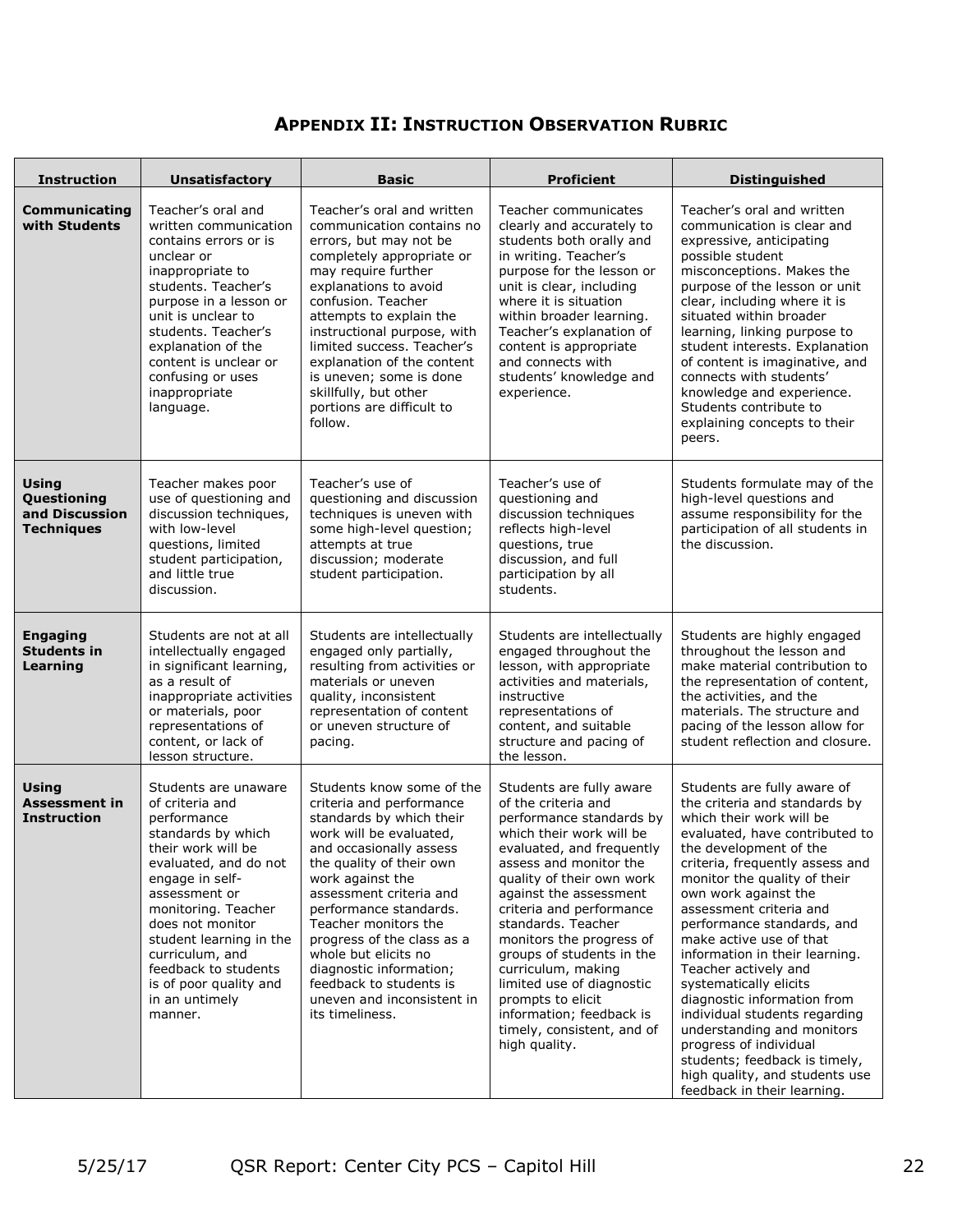## APPENDIX II: INSTRUCTION OBSERVATION RUBRIC

| Instruction | Unsatisfactory | Basic | Proficient | Distinguished |
|---|---|---|---|---|
| **Communicating with Students** | Teacher's oral and written communication contains errors or is unclear or inappropriate to students. Teacher's purpose in a lesson or unit is unclear to students. Teacher's explanation of the content is unclear or confusing or uses inappropriate language. | Teacher's oral and written communication contains no errors, but may not be completely appropriate or may require further explanations to avoid confusion. Teacher attempts to explain the instructional purpose, with limited success. Teacher's explanation of the content is uneven; some is done skillfully, but other portions are difficult to follow. | Teacher communicates clearly and accurately to students both orally and in writing. Teacher's purpose for the lesson or unit is clear, including where it is situation within broader learning. Teacher's explanation of content is appropriate and connects with students' knowledge and experience. | Teacher's oral and written communication is clear and expressive, anticipating possible student misconceptions. Makes the purpose of the lesson or unit clear, including where it is situated within broader learning, linking purpose to student interests. Explanation of content is imaginative, and connects with students' knowledge and experience. Students contribute to explaining concepts to their peers. |
| **Using Questioning and Discussion Techniques** | Teacher makes poor use of questioning and discussion techniques, with low-level questions, limited student participation, and little true discussion. | Teacher's use of questioning and discussion techniques is uneven with some high-level question; attempts at true discussion; moderate student participation. | Teacher's use of questioning and discussion techniques reflects high-level questions, true discussion, and full participation by all students. | Students formulate may of the high-level questions and assume responsibility for the participation of all students in the discussion. |
| **Engaging Students in Learning** | Students are not at all intellectually engaged in significant learning, as a result of inappropriate activities or materials, poor representations of content, or lack of lesson structure. | Students are intellectually engaged only partially, resulting from activities or materials or uneven quality, inconsistent representation of content or uneven structure of pacing. | Students are intellectually engaged throughout the lesson, with appropriate activities and materials, instructive representations of content, and suitable structure and pacing of the lesson. | Students are highly engaged throughout the lesson and make material contribution to the representation of content, the activities, and the materials. The structure and pacing of the lesson allow for student reflection and closure. |
| **Using Assessment in Instruction** | Students are unaware of criteria and performance standards by which their work will be evaluated, and do not engage in self-assessment or monitoring. Teacher does not monitor student learning in the curriculum, and feedback to students is of poor quality and in an untimely manner. | Students know some of the criteria and performance standards by which their work will be evaluated, and occasionally assess the quality of their own work against the assessment criteria and performance standards. Teacher monitors the progress of the class as a whole but elicits no diagnostic information; feedback to students is uneven and inconsistent in its timeliness. | Students are fully aware of the criteria and performance standards by which their work will be evaluated, and frequently assess and monitor the quality of their own work against the assessment criteria and performance standards. Teacher monitors the progress of groups of students in the curriculum, making limited use of diagnostic prompts to elicit information; feedback is timely, consistent, and of high quality. | Students are fully aware of the criteria and standards by which their work will be evaluated, have contributed to the development of the criteria, frequently assess and monitor the quality of their own work against the assessment criteria and performance standards, and make active use of that information in their learning. Teacher actively and systematically elicits diagnostic information from individual students regarding understanding and monitors progress of individual students; feedback is timely, high quality, and students use feedback in their learning. |